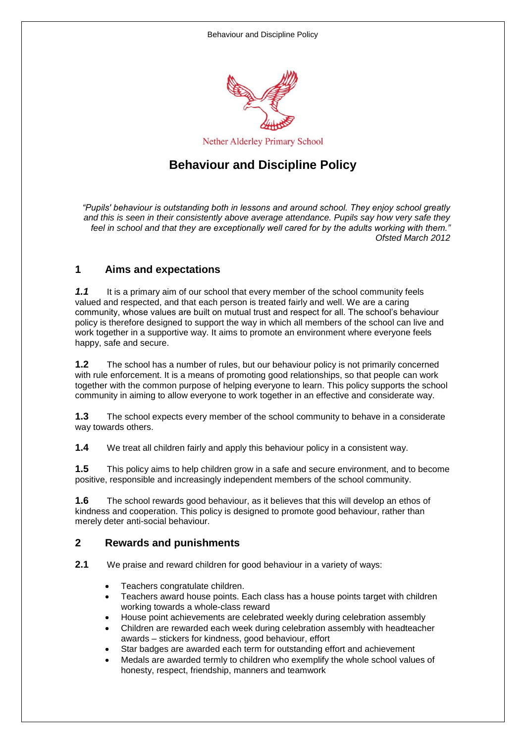Nether Alderley Primary School

# Behaviour and Discipline Policy

*"Pupils' behaviour is outstanding both in lessons and around school. They enjoy school greatly and this is seen in their consistently above average attendance. Pupils say how very safe they feel in school and that they are exceptionally well cared for by the adults working with them."*
*Ofsted March 2012*

## 1 Aims and expectations

***1.1*** It is a primary aim of our school that every member of the school community feels valued and respected, and that each person is treated fairly and well. We are a caring community, whose values are built on mutual trust and respect for all. The school's behaviour policy is therefore designed to support the way in which all members of the school can live and work together in a supportive way. It aims to promote an environment where everyone feels happy, safe and secure.

**1.2** The school has a number of rules, but our behaviour policy is not primarily concerned with rule enforcement. It is a means of promoting good relationships, so that people can work together with the common purpose of helping everyone to learn. This policy supports the school community in aiming to allow everyone to work together in an effective and considerate way.

**1.3** The school expects every member of the school community to behave in a considerate way towards others.

**1.4** We treat all children fairly and apply this behaviour policy in a consistent way.

**1.5** This policy aims to help children grow in a safe and secure environment, and to become positive, responsible and increasingly independent members of the school community.

**1.6** The school rewards good behaviour, as it believes that this will develop an ethos of kindness and cooperation. This policy is designed to promote good behaviour, rather than merely deter anti-social behaviour.

## 2 Rewards and punishments

**2.1** We praise and reward children for good behaviour in a variety of ways:

- Teachers congratulate children.
- Teachers award house points. Each class has a house points target with children working towards a whole-class reward
- House point achievements are celebrated weekly during celebration assembly
- Children are rewarded each week during celebration assembly with headteacher awards – stickers for kindness, good behaviour, effort
- Star badges are awarded each term for outstanding effort and achievement
- Medals are awarded termly to children who exemplify the whole school values of honesty, respect, friendship, manners and teamwork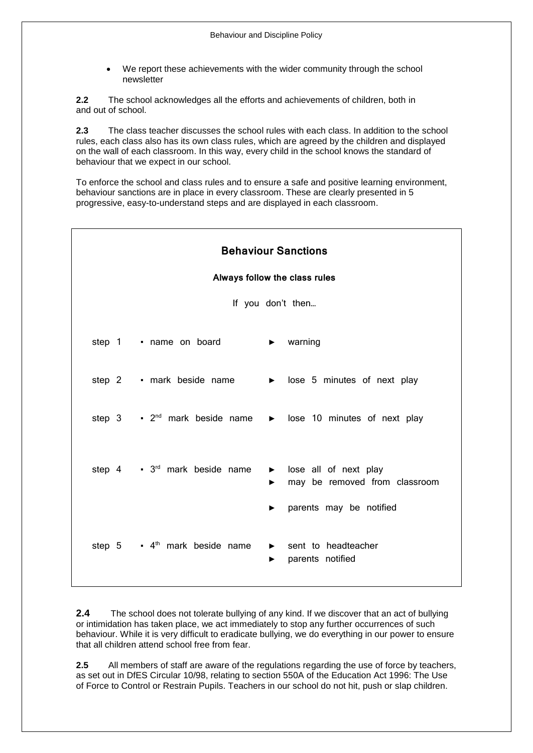- We report these achievements with the wider community through the school newsletter

**2.2** The school acknowledges all the efforts and achievements of children, both in and out of school.

**2.3** The class teacher discusses the school rules with each class. In addition to the school rules, each class also has its own class rules, which are agreed by the children and displayed on the wall of each classroom. In this way, every child in the school knows the standard of behaviour that we expect in our school.

To enforce the school and class rules and to ensure a safe and positive learning environment, behaviour sanctions are in place in every classroom. These are clearly presented in 5 progressive, easy-to-understand steps and are displayed in each classroom.

### Behaviour Sanctions

**Always follow the class rules**

If you don't then…

| Step | Mark | Consequence |
|---|---|---|
| step 1 | ▪ name on board | ► warning |
| step 2 | ▪ mark beside name | ► lose 5 minutes of next play |
| step 3 | ▪ 2nd mark beside name | ► lose 10 minutes of next play |
| step 4 | ▪ 3rd mark beside name | ► lose all of next play<br>► may be removed from classroom<br>► parents may be notified |
| step 5 | ▪ 4th mark beside name | ► sent to headteacher<br>► parents notified |

**2.4** The school does not tolerate bullying of any kind. If we discover that an act of bullying or intimidation has taken place, we act immediately to stop any further occurrences of such behaviour. While it is very difficult to eradicate bullying, we do everything in our power to ensure that all children attend school free from fear.

**2.5** All members of staff are aware of the regulations regarding the use of force by teachers, as set out in DfES Circular 10/98, relating to section 550A of the Education Act 1996: The Use of Force to Control or Restrain Pupils. Teachers in our school do not hit, push or slap children.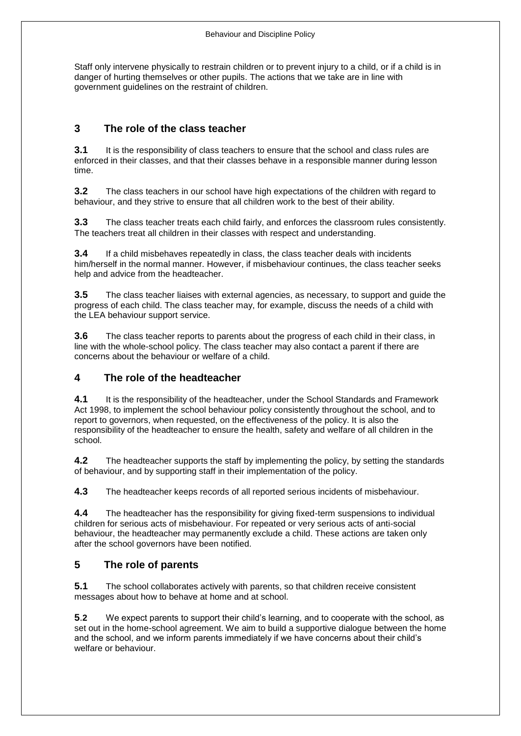Staff only intervene physically to restrain children or to prevent injury to a child, or if a child is in danger of hurting themselves or other pupils. The actions that we take are in line with government guidelines on the restraint of children.

## 3 The role of the class teacher

**3.1** It is the responsibility of class teachers to ensure that the school and class rules are enforced in their classes, and that their classes behave in a responsible manner during lesson time.

**3.2** The class teachers in our school have high expectations of the children with regard to behaviour, and they strive to ensure that all children work to the best of their ability.

**3.3** The class teacher treats each child fairly, and enforces the classroom rules consistently. The teachers treat all children in their classes with respect and understanding.

**3.4** If a child misbehaves repeatedly in class, the class teacher deals with incidents him/herself in the normal manner. However, if misbehaviour continues, the class teacher seeks help and advice from the headteacher.

**3.5** The class teacher liaises with external agencies, as necessary, to support and guide the progress of each child. The class teacher may, for example, discuss the needs of a child with the LEA behaviour support service.

**3.6** The class teacher reports to parents about the progress of each child in their class, in line with the whole-school policy. The class teacher may also contact a parent if there are concerns about the behaviour or welfare of a child.

## 4 The role of the headteacher

**4.1** It is the responsibility of the headteacher, under the School Standards and Framework Act 1998, to implement the school behaviour policy consistently throughout the school, and to report to governors, when requested, on the effectiveness of the policy. It is also the responsibility of the headteacher to ensure the health, safety and welfare of all children in the school.

**4.2** The headteacher supports the staff by implementing the policy, by setting the standards of behaviour, and by supporting staff in their implementation of the policy.

**4.3** The headteacher keeps records of all reported serious incidents of misbehaviour.

**4.4** The headteacher has the responsibility for giving fixed-term suspensions to individual children for serious acts of misbehaviour. For repeated or very serious acts of anti-social behaviour, the headteacher may permanently exclude a child. These actions are taken only after the school governors have been notified.

## 5 The role of parents

**5.1** The school collaborates actively with parents, so that children receive consistent messages about how to behave at home and at school.

**5.2** We expect parents to support their child's learning, and to cooperate with the school, as set out in the home-school agreement. We aim to build a supportive dialogue between the home and the school, and we inform parents immediately if we have concerns about their child's welfare or behaviour.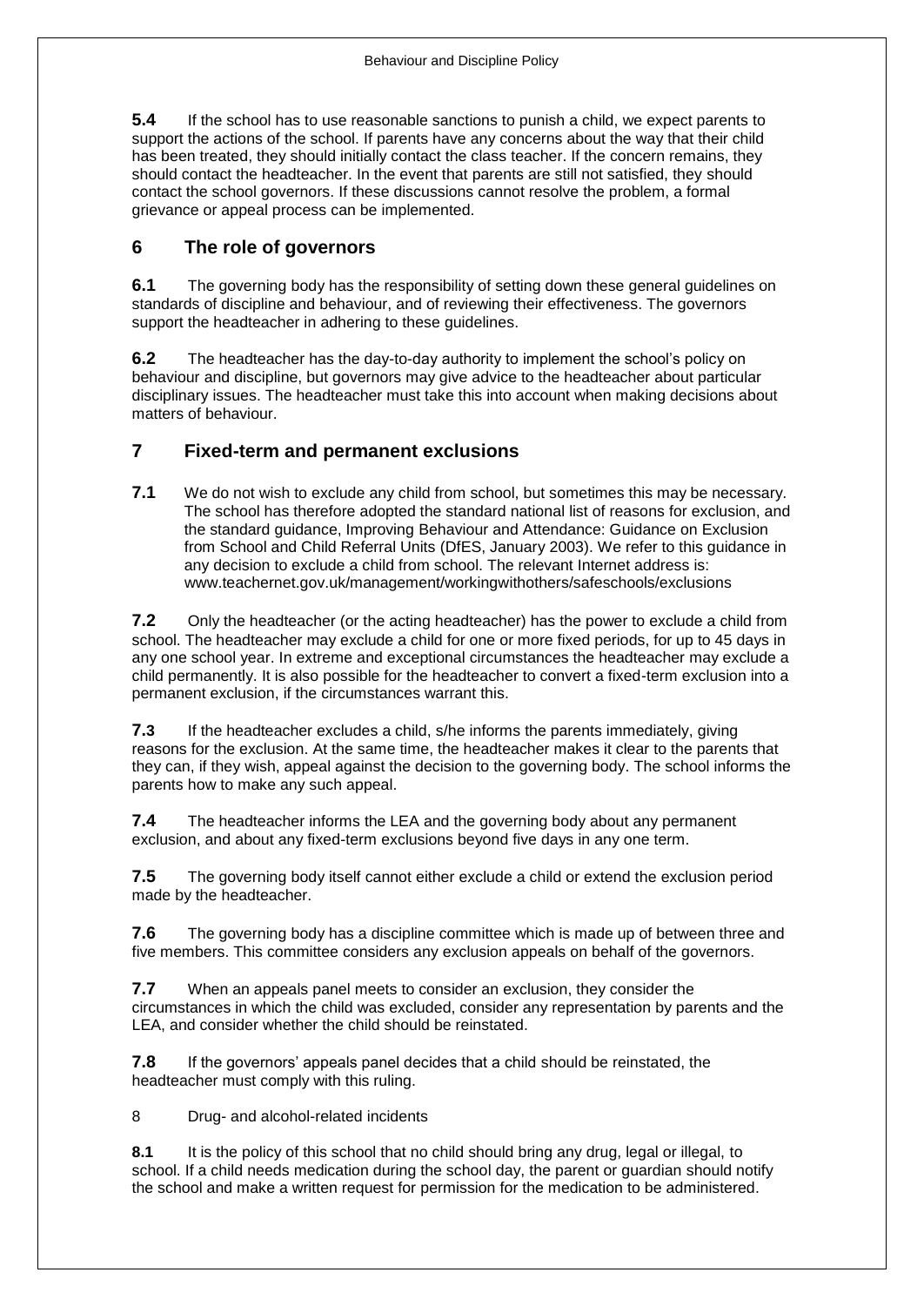**5.4** If the school has to use reasonable sanctions to punish a child, we expect parents to support the actions of the school. If parents have any concerns about the way that their child has been treated, they should initially contact the class teacher. If the concern remains, they should contact the headteacher. In the event that parents are still not satisfied, they should contact the school governors. If these discussions cannot resolve the problem, a formal grievance or appeal process can be implemented.

## 6 The role of governors

**6.1** The governing body has the responsibility of setting down these general guidelines on standards of discipline and behaviour, and of reviewing their effectiveness. The governors support the headteacher in adhering to these guidelines.

**6.2** The headteacher has the day-to-day authority to implement the school's policy on behaviour and discipline, but governors may give advice to the headteacher about particular disciplinary issues. The headteacher must take this into account when making decisions about matters of behaviour.

## 7 Fixed-term and permanent exclusions

**7.1** We do not wish to exclude any child from school, but sometimes this may be necessary. The school has therefore adopted the standard national list of reasons for exclusion, and the standard guidance, Improving Behaviour and Attendance: Guidance on Exclusion from School and Child Referral Units (DfES, January 2003). We refer to this guidance in any decision to exclude a child from school. The relevant Internet address is: www.teachernet.gov.uk/management/workingwithothers/safeschools/exclusions

**7.2** Only the headteacher (or the acting headteacher) has the power to exclude a child from school. The headteacher may exclude a child for one or more fixed periods, for up to 45 days in any one school year. In extreme and exceptional circumstances the headteacher may exclude a child permanently. It is also possible for the headteacher to convert a fixed-term exclusion into a permanent exclusion, if the circumstances warrant this.

**7.3** If the headteacher excludes a child, s/he informs the parents immediately, giving reasons for the exclusion. At the same time, the headteacher makes it clear to the parents that they can, if they wish, appeal against the decision to the governing body. The school informs the parents how to make any such appeal.

**7.4** The headteacher informs the LEA and the governing body about any permanent exclusion, and about any fixed-term exclusions beyond five days in any one term.

**7.5** The governing body itself cannot either exclude a child or extend the exclusion period made by the headteacher.

**7.6** The governing body has a discipline committee which is made up of between three and five members. This committee considers any exclusion appeals on behalf of the governors.

**7.7** When an appeals panel meets to consider an exclusion, they consider the circumstances in which the child was excluded, consider any representation by parents and the LEA, and consider whether the child should be reinstated.

**7.8** If the governors' appeals panel decides that a child should be reinstated, the headteacher must comply with this ruling.

8 Drug- and alcohol-related incidents

**8.1** It is the policy of this school that no child should bring any drug, legal or illegal, to school. If a child needs medication during the school day, the parent or guardian should notify the school and make a written request for permission for the medication to be administered.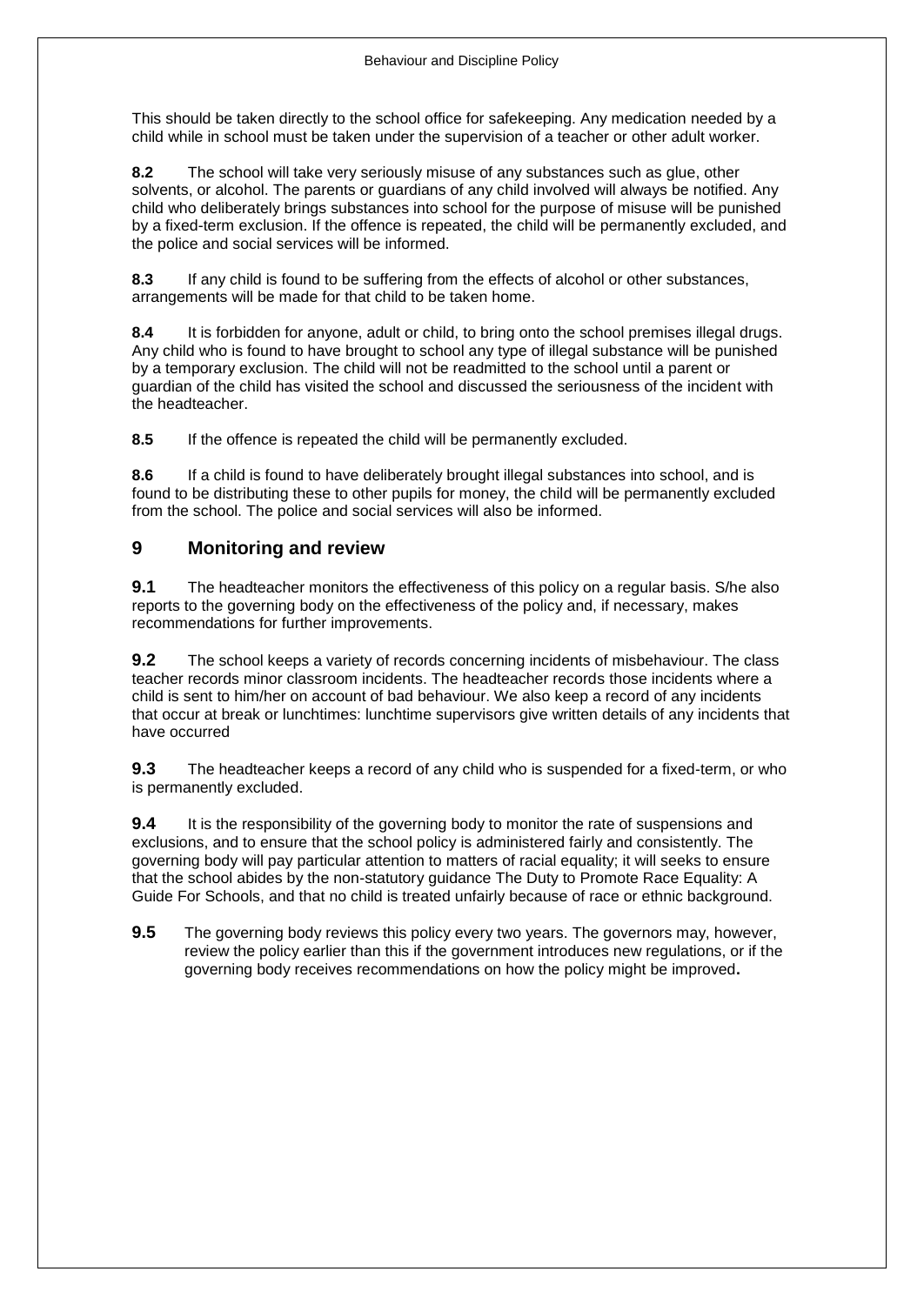This should be taken directly to the school office for safekeeping. Any medication needed by a child while in school must be taken under the supervision of a teacher or other adult worker.

**8.2** The school will take very seriously misuse of any substances such as glue, other solvents, or alcohol. The parents or guardians of any child involved will always be notified. Any child who deliberately brings substances into school for the purpose of misuse will be punished by a fixed-term exclusion. If the offence is repeated, the child will be permanently excluded, and the police and social services will be informed.

**8.3** If any child is found to be suffering from the effects of alcohol or other substances, arrangements will be made for that child to be taken home.

**8.4** It is forbidden for anyone, adult or child, to bring onto the school premises illegal drugs. Any child who is found to have brought to school any type of illegal substance will be punished by a temporary exclusion. The child will not be readmitted to the school until a parent or guardian of the child has visited the school and discussed the seriousness of the incident with the headteacher.

**8.5** If the offence is repeated the child will be permanently excluded.

**8.6** If a child is found to have deliberately brought illegal substances into school, and is found to be distributing these to other pupils for money, the child will be permanently excluded from the school. The police and social services will also be informed.

## 9 Monitoring and review

**9.1** The headteacher monitors the effectiveness of this policy on a regular basis. S/he also reports to the governing body on the effectiveness of the policy and, if necessary, makes recommendations for further improvements.

**9.2** The school keeps a variety of records concerning incidents of misbehaviour. The class teacher records minor classroom incidents. The headteacher records those incidents where a child is sent to him/her on account of bad behaviour. We also keep a record of any incidents that occur at break or lunchtimes: lunchtime supervisors give written details of any incidents that have occurred

**9.3** The headteacher keeps a record of any child who is suspended for a fixed-term, or who is permanently excluded.

**9.4** It is the responsibility of the governing body to monitor the rate of suspensions and exclusions, and to ensure that the school policy is administered fairly and consistently. The governing body will pay particular attention to matters of racial equality; it will seeks to ensure that the school abides by the non-statutory guidance The Duty to Promote Race Equality: A Guide For Schools, and that no child is treated unfairly because of race or ethnic background.

**9.5** The governing body reviews this policy every two years. The governors may, however, review the policy earlier than this if the government introduces new regulations, or if the governing body receives recommendations on how the policy might be improved**.**